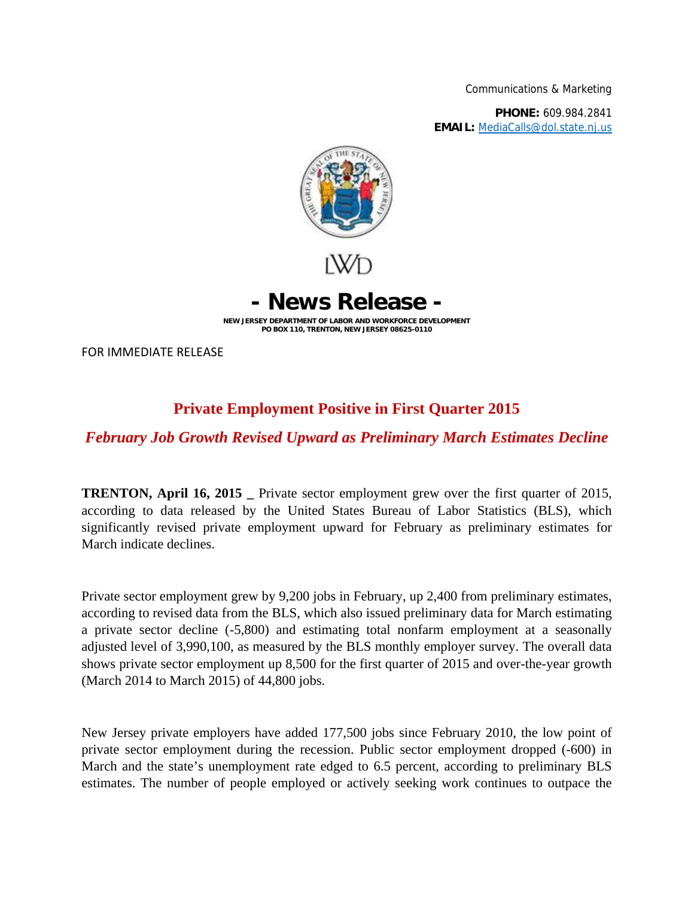Communications & Marketing

**PHONE:** 609.984.2841
**EMAIL:** MediaCalls@dol.state.nj.us

LWD

# - News Release -

**NEW JERSEY DEPARTMENT OF LABOR AND WORKFORCE DEVELOPMENT**
**PO BOX 110, TRENTON, NEW JERSEY 08625-0110**

FOR IMMEDIATE RELEASE

## Private Employment Positive in First Quarter 2015

### *February Job Growth Revised Upward as Preliminary March Estimates Decline*

**TRENTON, April 16, 2015 _** Private sector employment grew over the first quarter of 2015, according to data released by the United States Bureau of Labor Statistics (BLS), which significantly revised private employment upward for February as preliminary estimates for March indicate declines.

Private sector employment grew by 9,200 jobs in February, up 2,400 from preliminary estimates, according to revised data from the BLS, which also issued preliminary data for March estimating a private sector decline (-5,800) and estimating total nonfarm employment at a seasonally adjusted level of 3,990,100, as measured by the BLS monthly employer survey. The overall data shows private sector employment up 8,500 for the first quarter of 2015 and over-the-year growth (March 2014 to March 2015) of 44,800 jobs.

New Jersey private employers have added 177,500 jobs since February 2010, the low point of private sector employment during the recession. Public sector employment dropped (-600) in March and the state's unemployment rate edged to 6.5 percent, according to preliminary BLS estimates. The number of people employed or actively seeking work continues to outpace the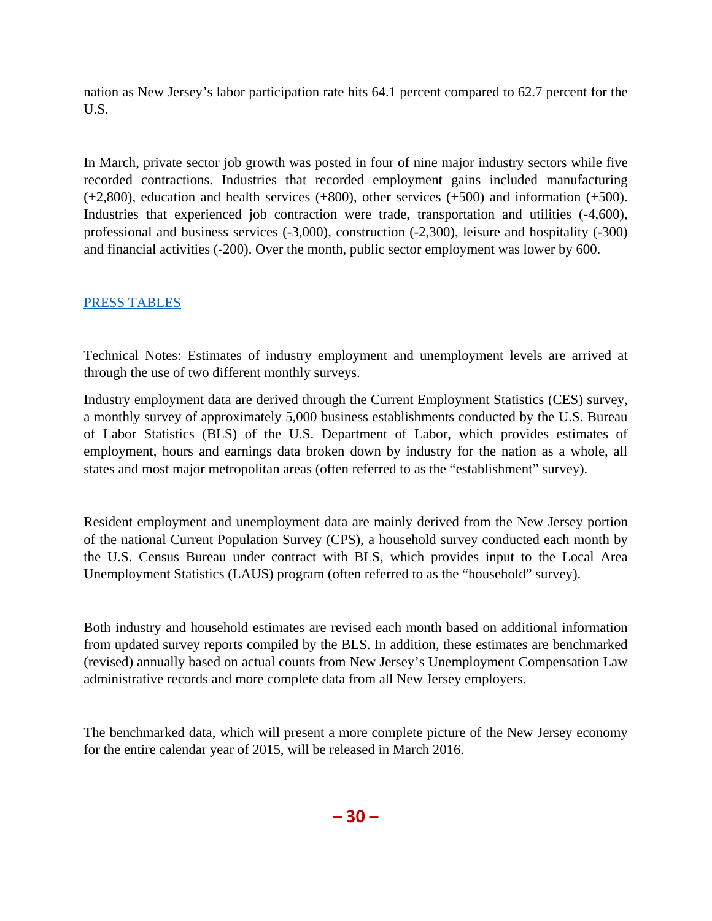nation as New Jersey's labor participation rate hits 64.1 percent compared to 62.7 percent for the U.S.

In March, private sector job growth was posted in four of nine major industry sectors while five recorded contractions. Industries that recorded employment gains included manufacturing (+2,800), education and health services (+800), other services (+500) and information (+500). Industries that experienced job contraction were trade, transportation and utilities (-4,600), professional and business services (-3,000), construction (-2,300), leisure and hospitality (-300) and financial activities (-200). Over the month, public sector employment was lower by 600.

PRESS TABLES

Technical Notes: Estimates of industry employment and unemployment levels are arrived at through the use of two different monthly surveys.

Industry employment data are derived through the Current Employment Statistics (CES) survey, a monthly survey of approximately 5,000 business establishments conducted by the U.S. Bureau of Labor Statistics (BLS) of the U.S. Department of Labor, which provides estimates of employment, hours and earnings data broken down by industry for the nation as a whole, all states and most major metropolitan areas (often referred to as the "establishment" survey).

Resident employment and unemployment data are mainly derived from the New Jersey portion of the national Current Population Survey (CPS), a household survey conducted each month by the U.S. Census Bureau under contract with BLS, which provides input to the Local Area Unemployment Statistics (LAUS) program (often referred to as the "household" survey).

Both industry and household estimates are revised each month based on additional information from updated survey reports compiled by the BLS. In addition, these estimates are benchmarked (revised) annually based on actual counts from New Jersey's Unemployment Compensation Law administrative records and more complete data from all New Jersey employers.

The benchmarked data, which will present a more complete picture of the New Jersey economy for the entire calendar year of 2015, will be released in March 2016.

– 30 –